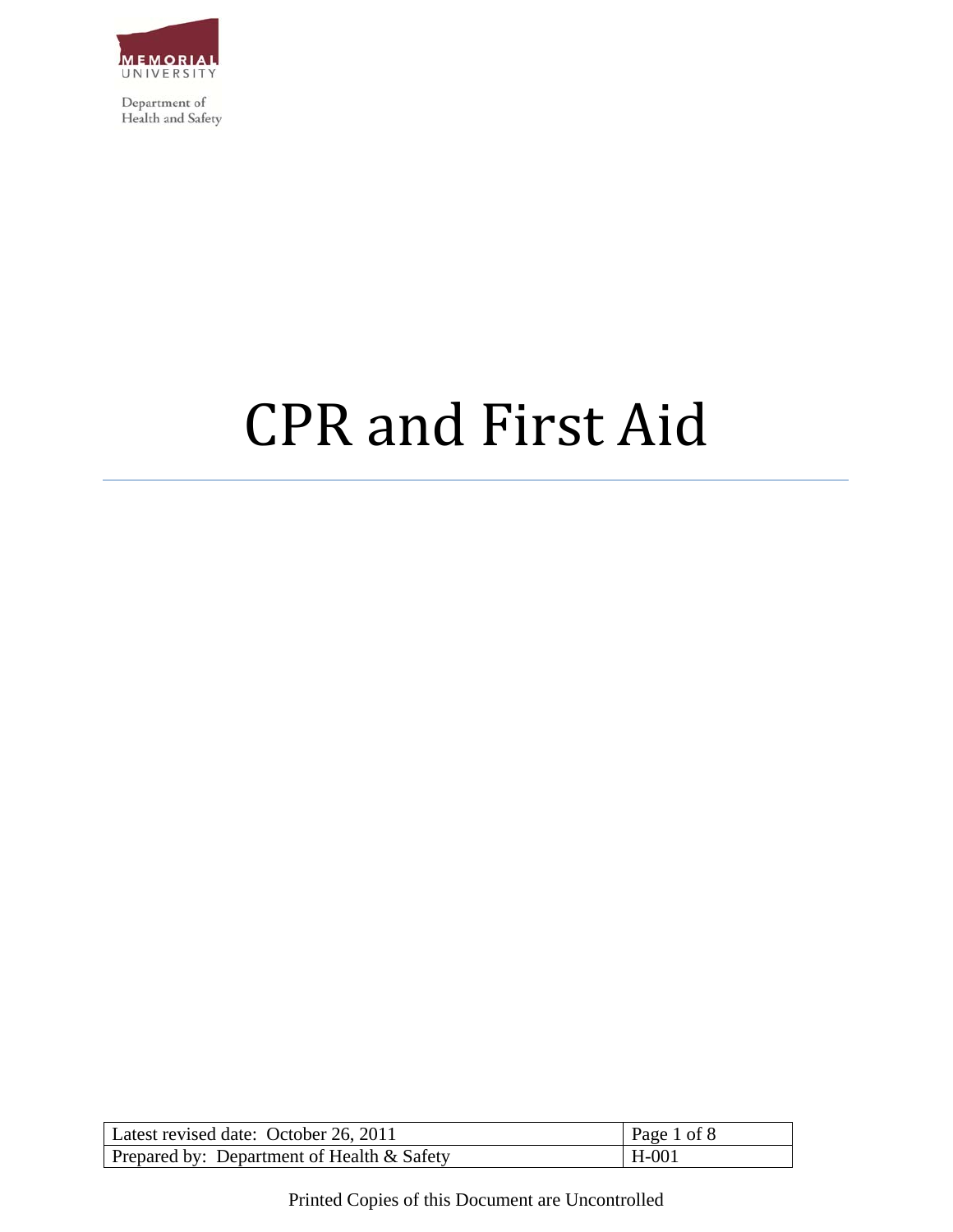Memorial University

Department of Health and Safety

# CPR and First Aid

| Latest revised date: October 26, 2011 | Page 1 of 8 |
| --- | --- |
| Prepared by: Department of Health & Safety | H-001 |

Printed Copies of this Document are Uncontrolled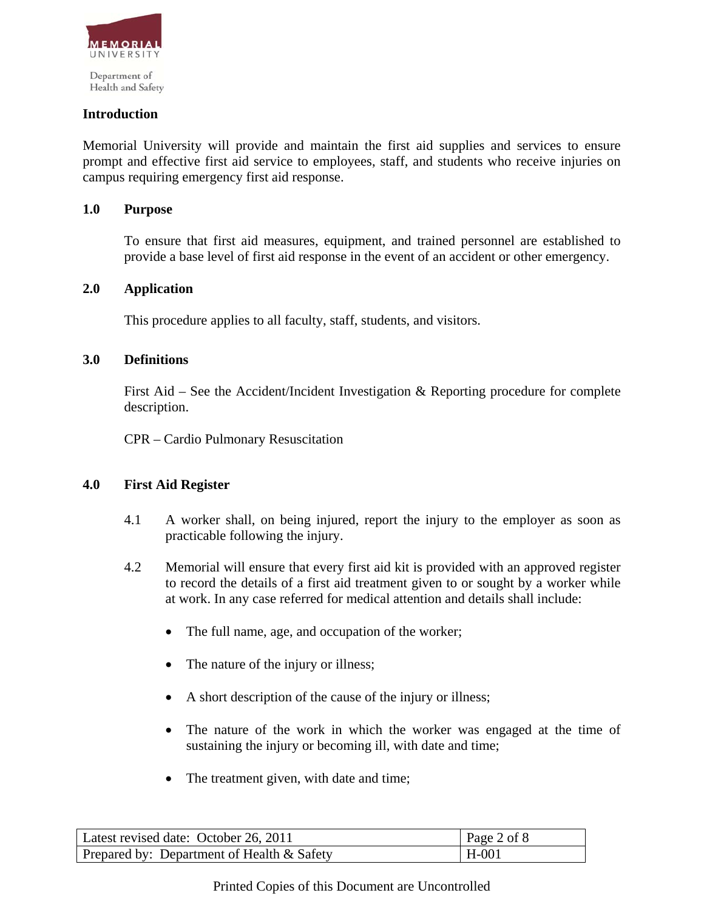## Introduction

Memorial University will provide and maintain the first aid supplies and services to ensure prompt and effective first aid service to employees, staff, and students who receive injuries on campus requiring emergency first aid response.

## 1.0 Purpose

To ensure that first aid measures, equipment, and trained personnel are established to provide a base level of first aid response in the event of an accident or other emergency.

## 2.0 Application

This procedure applies to all faculty, staff, students, and visitors.

## 3.0 Definitions

First Aid – See the Accident/Incident Investigation & Reporting procedure for complete description.

CPR – Cardio Pulmonary Resuscitation

## 4.0 First Aid Register

4.1 A worker shall, on being injured, report the injury to the employer as soon as practicable following the injury.

4.2 Memorial will ensure that every first aid kit is provided with an approved register to record the details of a first aid treatment given to or sought by a worker while at work. In any case referred for medical attention and details shall include:

- The full name, age, and occupation of the worker;
- The nature of the injury or illness;
- A short description of the cause of the injury or illness;
- The nature of the work in which the worker was engaged at the time of sustaining the injury or becoming ill, with date and time;
- The treatment given, with date and time;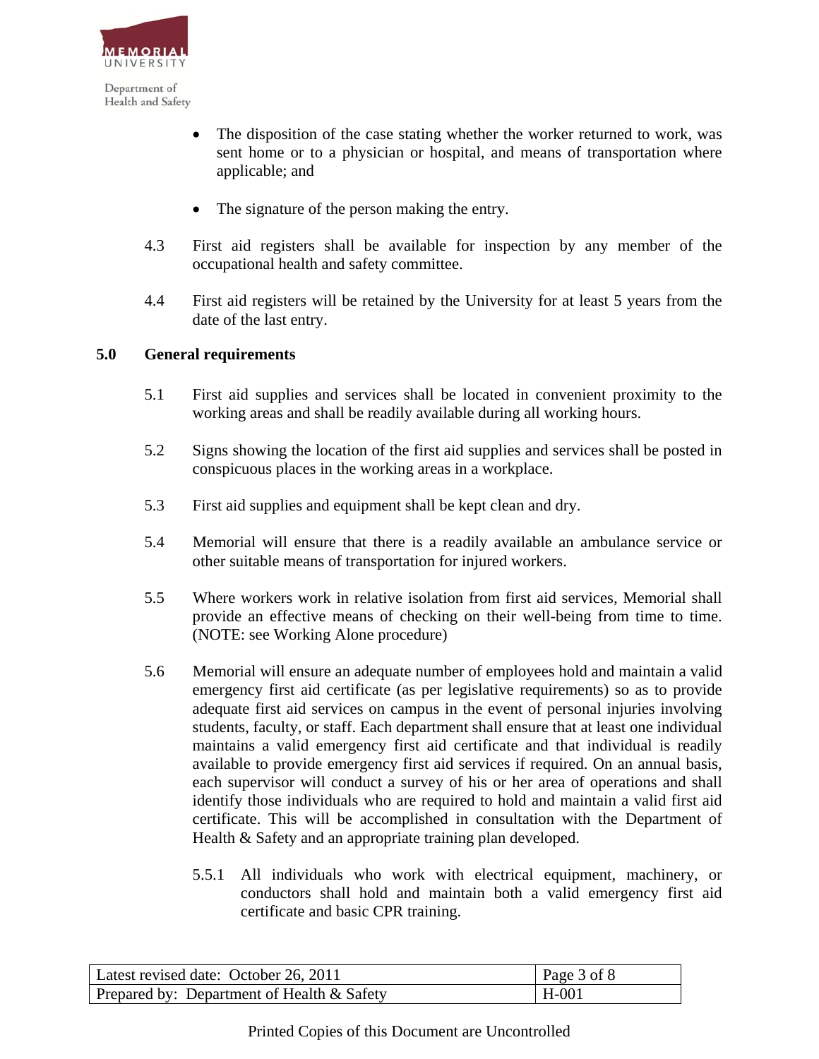- The disposition of the case stating whether the worker returned to work, was sent home or to a physician or hospital, and means of transportation where applicable; and

- The signature of the person making the entry.

4.3 First aid registers shall be available for inspection by any member of the occupational health and safety committee.

4.4 First aid registers will be retained by the University for at least 5 years from the date of the last entry.

## 5.0 General requirements

5.1 First aid supplies and services shall be located in convenient proximity to the working areas and shall be readily available during all working hours.

5.2 Signs showing the location of the first aid supplies and services shall be posted in conspicuous places in the working areas in a workplace.

5.3 First aid supplies and equipment shall be kept clean and dry.

5.4 Memorial will ensure that there is a readily available an ambulance service or other suitable means of transportation for injured workers.

5.5 Where workers work in relative isolation from first aid services, Memorial shall provide an effective means of checking on their well-being from time to time. (NOTE: see Working Alone procedure)

5.6 Memorial will ensure an adequate number of employees hold and maintain a valid emergency first aid certificate (as per legislative requirements) so as to provide adequate first aid services on campus in the event of personal injuries involving students, faculty, or staff. Each department shall ensure that at least one individual maintains a valid emergency first aid certificate and that individual is readily available to provide emergency first aid services if required. On an annual basis, each supervisor will conduct a survey of his or her area of operations and shall identify those individuals who are required to hold and maintain a valid first aid certificate. This will be accomplished in consultation with the Department of Health & Safety and an appropriate training plan developed.

5.5.1 All individuals who work with electrical equipment, machinery, or conductors shall hold and maintain both a valid emergency first aid certificate and basic CPR training.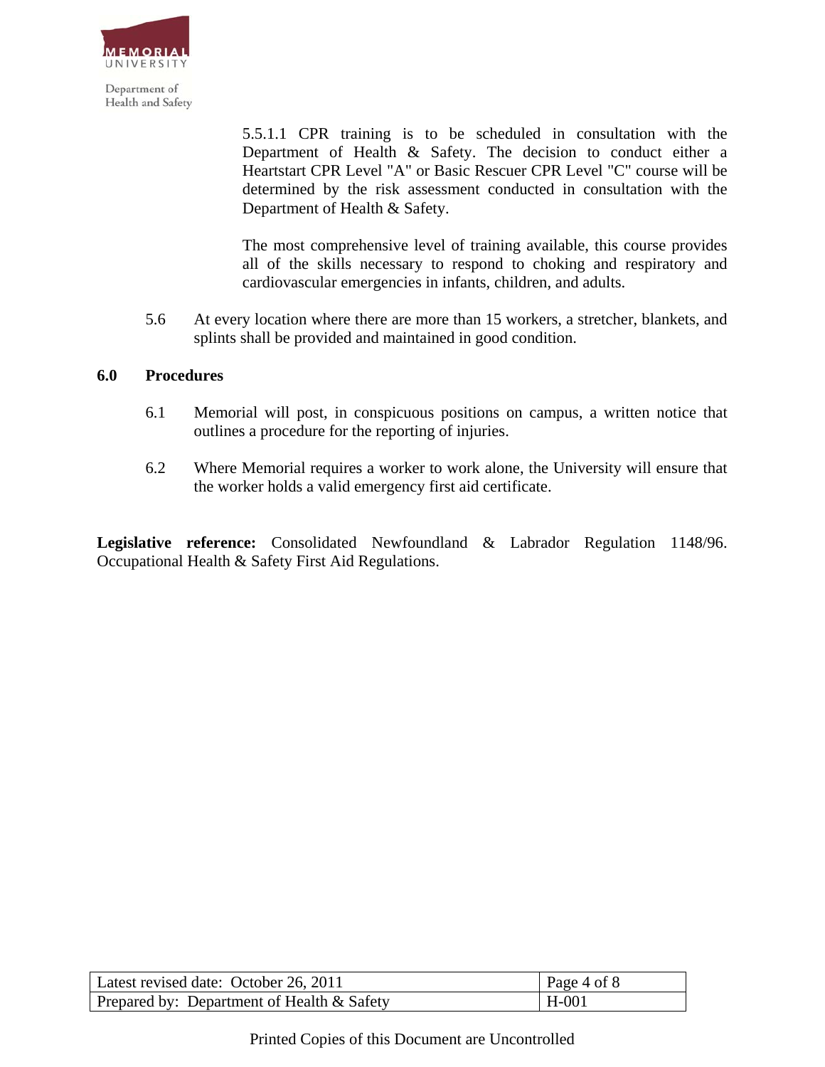5.5.1.1 CPR training is to be scheduled in consultation with the Department of Health & Safety. The decision to conduct either a Heartstart CPR Level "A" or Basic Rescuer CPR Level "C" course will be determined by the risk assessment conducted in consultation with the Department of Health & Safety.

The most comprehensive level of training available, this course provides all of the skills necessary to respond to choking and respiratory and cardiovascular emergencies in infants, children, and adults.

5.6 At every location where there are more than 15 workers, a stretcher, blankets, and splints shall be provided and maintained in good condition.

**6.0 Procedures**

6.1 Memorial will post, in conspicuous positions on campus, a written notice that outlines a procedure for the reporting of injuries.

6.2 Where Memorial requires a worker to work alone, the University will ensure that the worker holds a valid emergency first aid certificate.

**Legislative reference:** Consolidated Newfoundland & Labrador Regulation 1148/96. Occupational Health & Safety First Aid Regulations.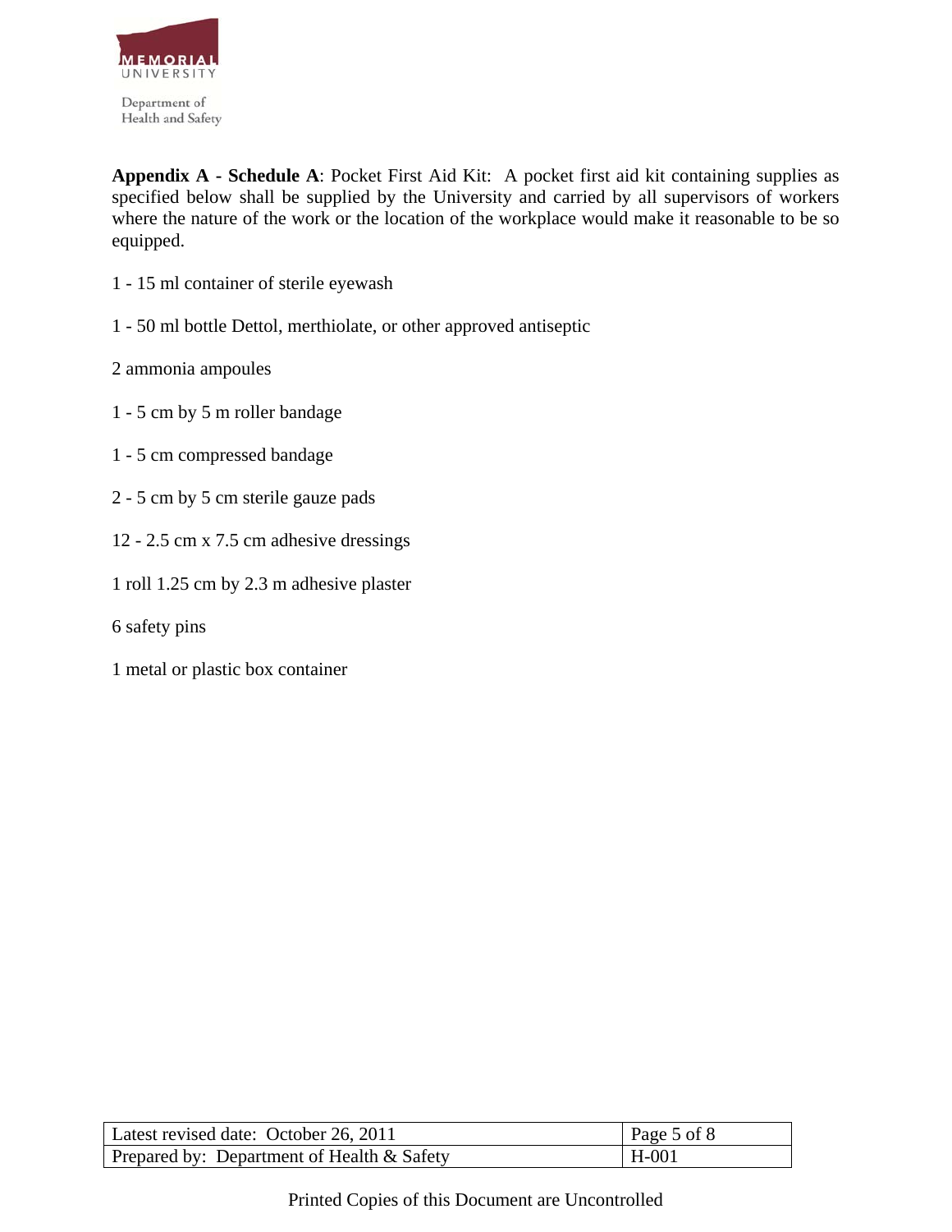**Appendix A - Schedule A**: Pocket First Aid Kit: A pocket first aid kit containing supplies as specified below shall be supplied by the University and carried by all supervisors of workers where the nature of the work or the location of the workplace would make it reasonable to be so equipped.

1 - 15 ml container of sterile eyewash

1 - 50 ml bottle Dettol, merthiolate, or other approved antiseptic

2 ammonia ampoules

1 - 5 cm by 5 m roller bandage

1 - 5 cm compressed bandage

2 - 5 cm by 5 cm sterile gauze pads

12 - 2.5 cm x 7.5 cm adhesive dressings

1 roll 1.25 cm by 2.3 m adhesive plaster

6 safety pins

1 metal or plastic box container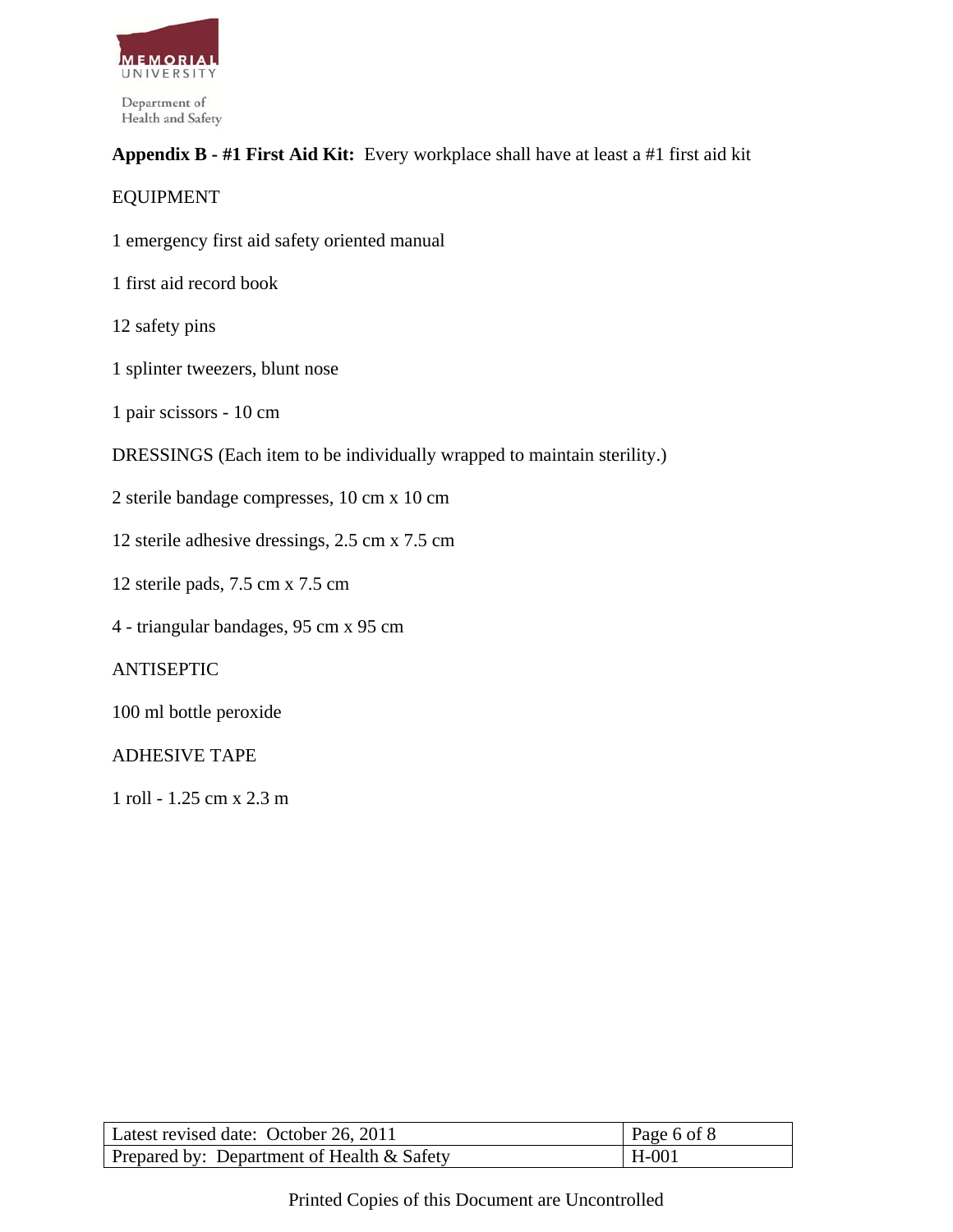**Appendix B - #1 First Aid Kit:** Every workplace shall have at least a #1 first aid kit

EQUIPMENT

1 emergency first aid safety oriented manual

1 first aid record book

12 safety pins

1 splinter tweezers, blunt nose

1 pair scissors - 10 cm

DRESSINGS (Each item to be individually wrapped to maintain sterility.)

2 sterile bandage compresses, 10 cm x 10 cm

12 sterile adhesive dressings, 2.5 cm x 7.5 cm

12 sterile pads, 7.5 cm x 7.5 cm

4 - triangular bandages, 95 cm x 95 cm

ANTISEPTIC

100 ml bottle peroxide

ADHESIVE TAPE

1 roll - 1.25 cm x 2.3 m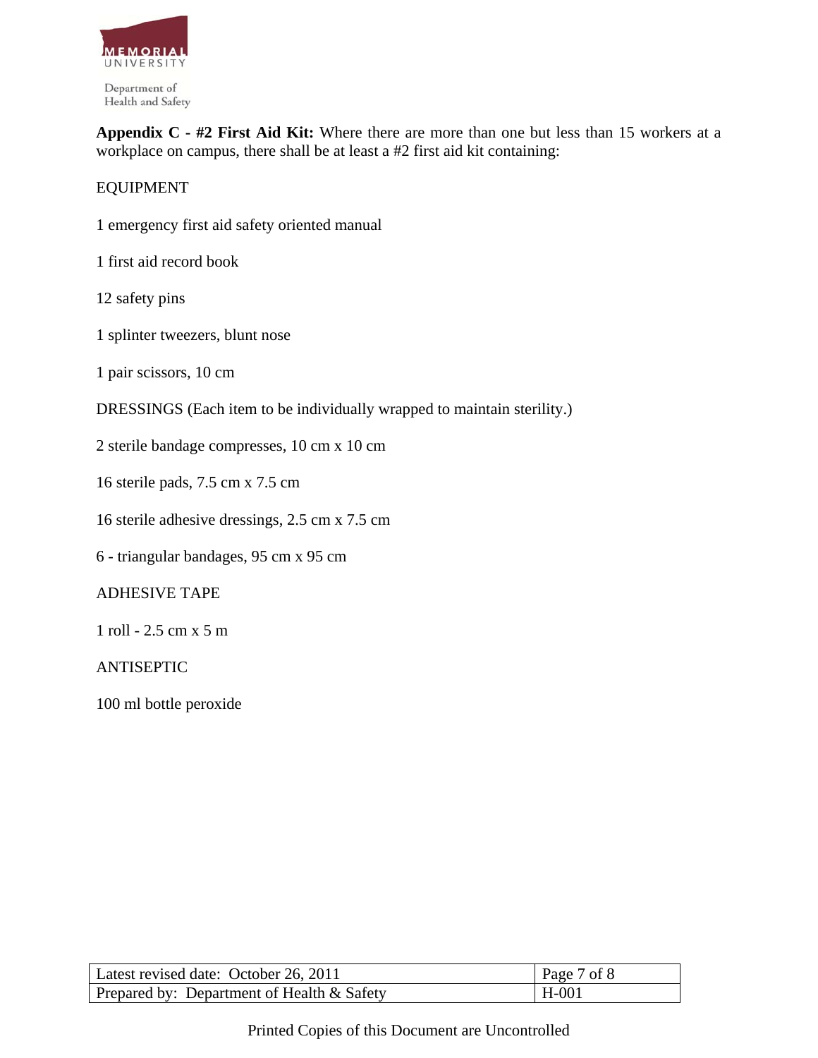**Appendix C - #2 First Aid Kit:** Where there are more than one but less than 15 workers at a workplace on campus, there shall be at least a #2 first aid kit containing:

EQUIPMENT

1 emergency first aid safety oriented manual

1 first aid record book

12 safety pins

1 splinter tweezers, blunt nose

1 pair scissors, 10 cm

DRESSINGS (Each item to be individually wrapped to maintain sterility.)

2 sterile bandage compresses, 10 cm x 10 cm

16 sterile pads, 7.5 cm x 7.5 cm

16 sterile adhesive dressings, 2.5 cm x 7.5 cm

6 - triangular bandages, 95 cm x 95 cm

ADHESIVE TAPE

1 roll - 2.5 cm x 5 m

ANTISEPTIC

100 ml bottle peroxide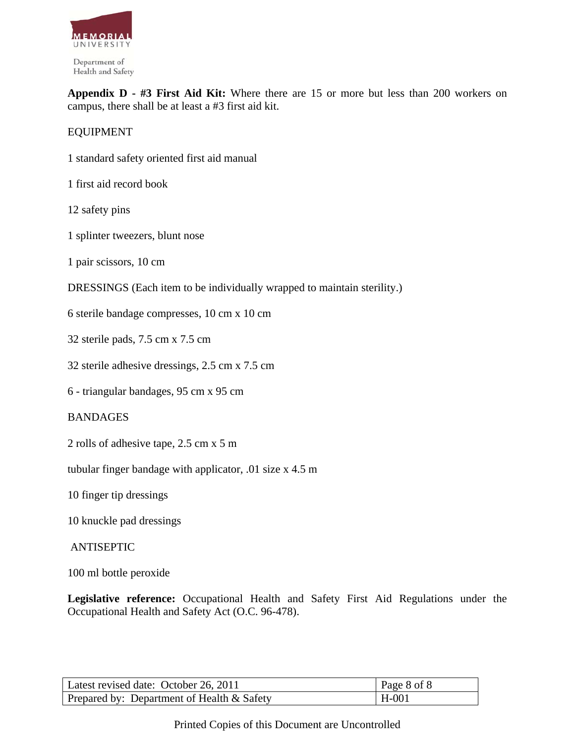**Appendix D - #3 First Aid Kit:** Where there are 15 or more but less than 200 workers on campus, there shall be at least a #3 first aid kit.

EQUIPMENT

1 standard safety oriented first aid manual

1 first aid record book

12 safety pins

1 splinter tweezers, blunt nose

1 pair scissors, 10 cm

DRESSINGS (Each item to be individually wrapped to maintain sterility.)

6 sterile bandage compresses, 10 cm x 10 cm

32 sterile pads, 7.5 cm x 7.5 cm

32 sterile adhesive dressings, 2.5 cm x 7.5 cm

6 - triangular bandages, 95 cm x 95 cm

BANDAGES

2 rolls of adhesive tape, 2.5 cm x 5 m

tubular finger bandage with applicator, .01 size x 4.5 m

10 finger tip dressings

10 knuckle pad dressings

ANTISEPTIC

100 ml bottle peroxide

**Legislative reference:** Occupational Health and Safety First Aid Regulations under the Occupational Health and Safety Act (O.C. 96-478).

| | |
|---|---|
| Latest revised date: October 26, 2011 | Page 8 of 8 |
| Prepared by: Department of Health & Safety | H-001 |

Printed Copies of this Document are Uncontrolled